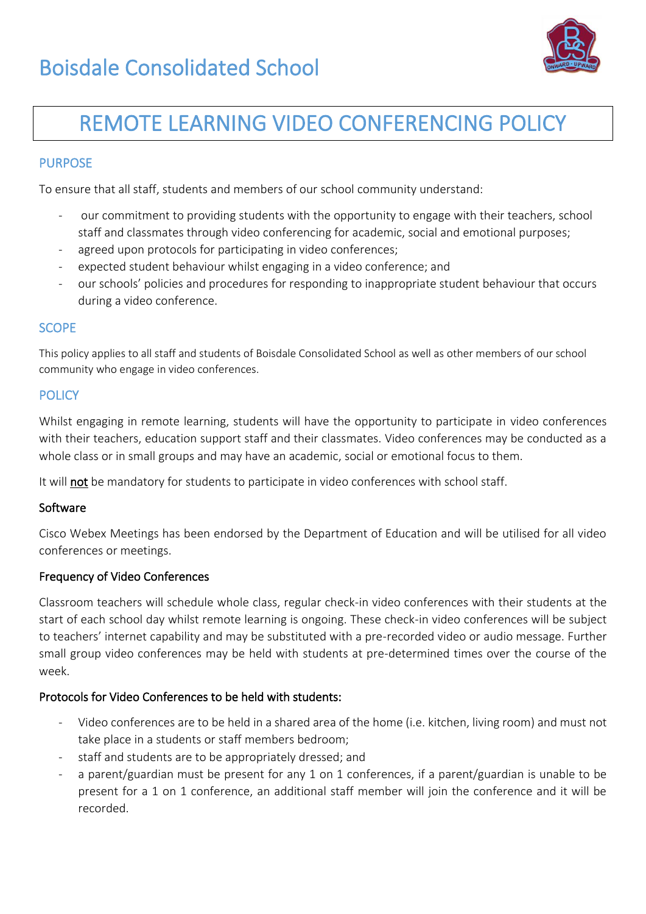# Boisdale Consolidated School

## REMOTE LEARNING VIDEO CONFERENCING POLICY

### PURPOSE

To ensure that all staff, students and members of our school community understand:

- our commitment to providing students with the opportunity to engage with their teachers, school staff and classmates through video conferencing for academic, social and emotional purposes;
- agreed upon protocols for participating in video conferences;
- expected student behaviour whilst engaging in a video conference; and
- our schools' policies and procedures for responding to inappropriate student behaviour that occurs during a video conference.

### SCOPE

This policy applies to all staff and students of Boisdale Consolidated School as well as other members of our school community who engage in video conferences.

### POLICY

Whilst engaging in remote learning, students will have the opportunity to participate in video conferences with their teachers, education support staff and their classmates. Video conferences may be conducted as a whole class or in small groups and may have an academic, social or emotional focus to them.

It will <u>not</u> be mandatory for students to participate in video conferences with school staff.

#### Software

Cisco Webex Meetings has been endorsed by the Department of Education and will be utilised for all video conferences or meetings.

#### Frequency of Video Conferences

Classroom teachers will schedule whole class, regular check-in video conferences with their students at the start of each school day whilst remote learning is ongoing. These check-in video conferences will be subject to teachers' internet capability and may be substituted with a pre-recorded video or audio message. Further small group video conferences may be held with students at pre-determined times over the course of the week.

#### Protocols for Video Conferences to be held with students:

- Video conferences are to be held in a shared area of the home (i.e. kitchen, living room) and must not take place in a students or staff members bedroom;
- staff and students are to be appropriately dressed; and
- a parent/guardian must be present for any 1 on 1 conferences, if a parent/guardian is unable to be present for a 1 on 1 conference, an additional staff member will join the conference and it will be recorded.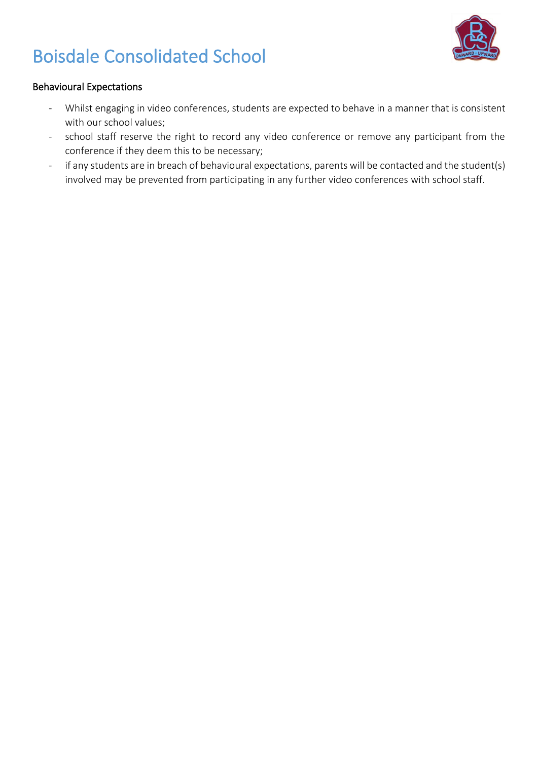### Behavioural Expectations

- Whilst engaging in video conferences, students are expected to behave in a manner that is consistent with our school values;
- school staff reserve the right to record any video conference or remove any participant from the conference if they deem this to be necessary;
- if any students are in breach of behavioural expectations, parents will be contacted and the student(s) involved may be prevented from participating in any further video conferences with school staff.